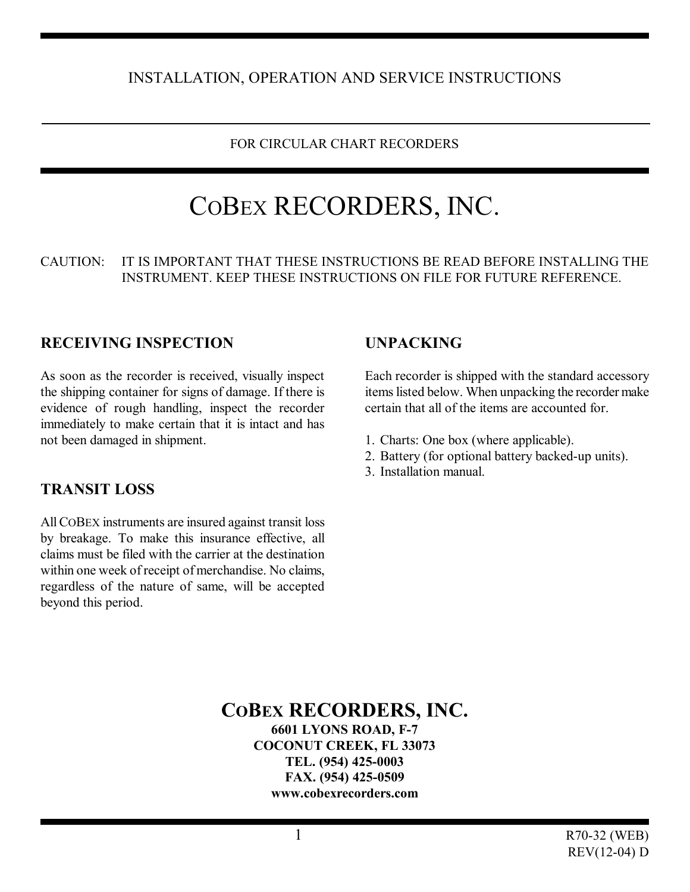INSTALLATION, OPERATION AND SERVICE INSTRUCTIONS

FOR CIRCULAR CHART RECORDERS

# COBEX RECORDERS, INC.

CAUTION: IT IS IMPORTANT THAT THESE INSTRUCTIONS BE READ BEFORE INSTALLING THE INSTRUMENT. KEEP THESE INSTRUCTIONS ON FILE FOR FUTURE REFERENCE.

## RECEIVING INSPECTION

As soon as the recorder is received, visually inspect the shipping container for signs of damage. If there is evidence of rough handling, inspect the recorder immediately to make certain that it is intact and has not been damaged in shipment.

## TRANSIT LOSS

All COBEX instruments are insured against transit loss by breakage. To make this insurance effective, all claims must be filed with the carrier at the destination within one week of receipt of merchandise. No claims, regardless of the nature of same, will be accepted beyond this period.

## UNPACKING

Each recorder is shipped with the standard accessory items listed below. When unpacking the recorder make certain that all of the items are accounted for.

1. Charts: One box (where applicable).
2. Battery (for optional battery backed-up units).
3. Installation manual.

**COBEX RECORDERS, INC.**
**6601 LYONS ROAD, F-7**
**COCONUT CREEK, FL 33073**
**TEL. (954) 425-0003**
**FAX. (954) 425-0509**
**www.cobexrecorders.com**

R70-32 (WEB)
REV(12-04) D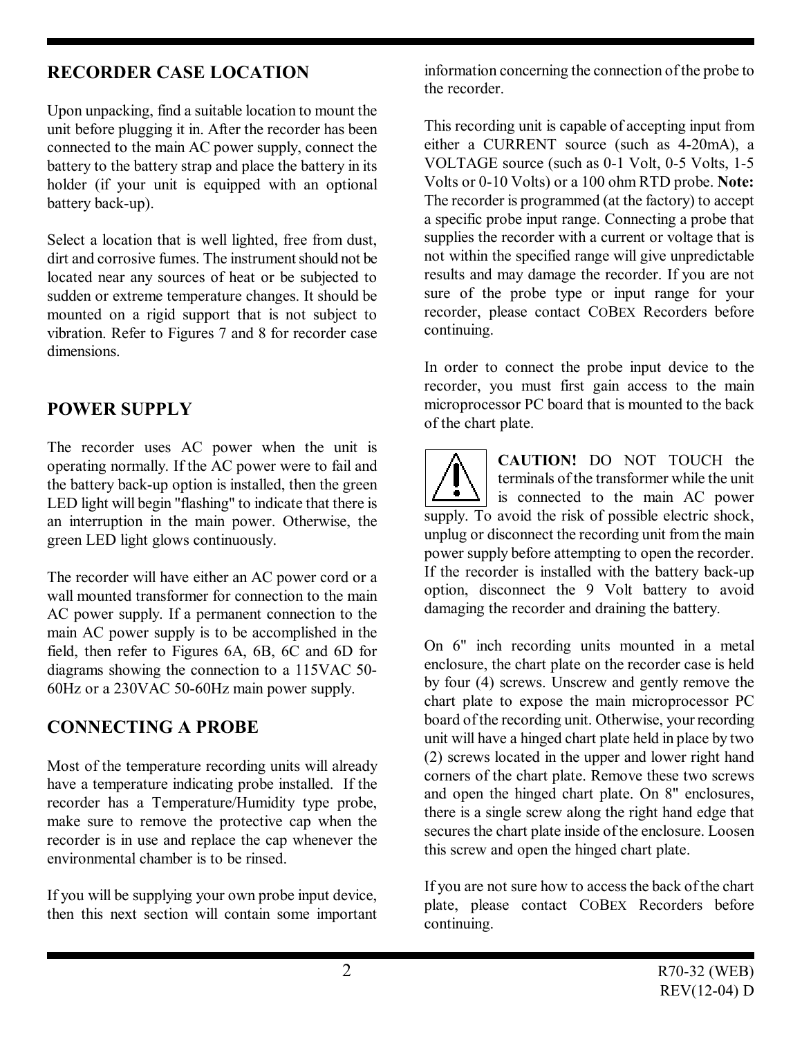## RECORDER CASE LOCATION

Upon unpacking, find a suitable location to mount the unit before plugging it in. After the recorder has been connected to the main AC power supply, connect the battery to the battery strap and place the battery in its holder (if your unit is equipped with an optional battery back-up).

Select a location that is well lighted, free from dust, dirt and corrosive fumes. The instrument should not be located near any sources of heat or be subjected to sudden or extreme temperature changes. It should be mounted on a rigid support that is not subject to vibration. Refer to Figures 7 and 8 for recorder case dimensions.

## POWER SUPPLY

The recorder uses AC power when the unit is operating normally. If the AC power were to fail and the battery back-up option is installed, then the green LED light will begin "flashing" to indicate that there is an interruption in the main power. Otherwise, the green LED light glows continuously.

The recorder will have either an AC power cord or a wall mounted transformer for connection to the main AC power supply. If a permanent connection to the main AC power supply is to be accomplished in the field, then refer to Figures 6A, 6B, 6C and 6D for diagrams showing the connection to a 115VAC 50-60Hz or a 230VAC 50-60Hz main power supply.

## CONNECTING A PROBE

Most of the temperature recording units will already have a temperature indicating probe installed. If the recorder has a Temperature/Humidity type probe, make sure to remove the protective cap when the recorder is in use and replace the cap whenever the environmental chamber is to be rinsed.

If you will be supplying your own probe input device, then this next section will contain some important information concerning the connection of the probe to the recorder.

This recording unit is capable of accepting input from either a CURRENT source (such as 4-20mA), a VOLTAGE source (such as 0-1 Volt, 0-5 Volts, 1-5 Volts or 0-10 Volts) or a 100 ohm RTD probe. **Note:** The recorder is programmed (at the factory) to accept a specific probe input range. Connecting a probe that supplies the recorder with a current or voltage that is not within the specified range will give unpredictable results and may damage the recorder. If you are not sure of the probe type or input range for your recorder, please contact COBEX Recorders before continuing.

In order to connect the probe input device to the recorder, you must first gain access to the main microprocessor PC board that is mounted to the back of the chart plate.

**CAUTION!** DO NOT TOUCH the terminals of the transformer while the unit is connected to the main AC power supply. To avoid the risk of possible electric shock, unplug or disconnect the recording unit from the main power supply before attempting to open the recorder. If the recorder is installed with the battery back-up option, disconnect the 9 Volt battery to avoid damaging the recorder and draining the battery.

On 6" inch recording units mounted in a metal enclosure, the chart plate on the recorder case is held by four (4) screws. Unscrew and gently remove the chart plate to expose the main microprocessor PC board of the recording unit. Otherwise, your recording unit will have a hinged chart plate held in place by two (2) screws located in the upper and lower right hand corners of the chart plate. Remove these two screws and open the hinged chart plate. On 8" enclosures, there is a single screw along the right hand edge that secures the chart plate inside of the enclosure. Loosen this screw and open the hinged chart plate.

If you are not sure how to access the back of the chart plate, please contact COBEX Recorders before continuing.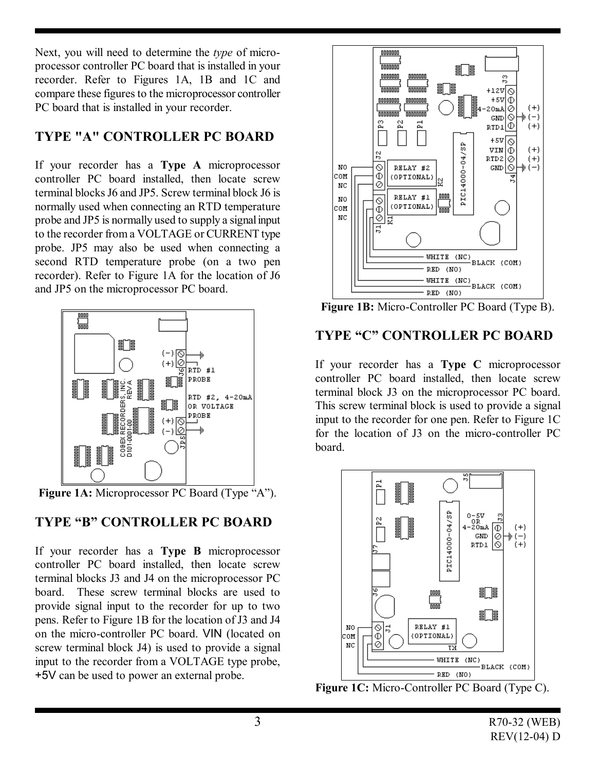Next, you will need to determine the *type* of micro-processor controller PC board that is installed in your recorder. Refer to Figures 1A, 1B and 1C and compare these figures to the microprocessor controller PC board that is installed in your recorder.

## TYPE "A" CONTROLLER PC BOARD

If your recorder has a **Type A** microprocessor controller PC board installed, then locate screw terminal blocks J6 and JP5. Screw terminal block J6 is normally used when connecting an RTD temperature probe and JP5 is normally used to supply a signal input to the recorder from a VOLTAGE or CURRENT type probe. JP5 may also be used when connecting a second RTD temperature probe (on a two pen recorder). Refer to Figure 1A for the location of J6 and JP5 on the microprocessor PC board.

**Figure 1A:** Microprocessor PC Board (Type "A").

## TYPE "B" CONTROLLER PC BOARD

If your recorder has a **Type B** microprocessor controller PC board installed, then locate screw terminal blocks J3 and J4 on the microprocessor PC board. These screw terminal blocks are used to provide signal input to the recorder for up to two pens. Refer to Figure 1B for the location of J3 and J4 on the micro-controller PC board. VIN (located on screw terminal block J4) is used to provide a signal input to the recorder from a VOLTAGE type probe, +5V can be used to power an external probe.

**Figure 1B:** Micro-Controller PC Board (Type B).

## TYPE "C" CONTROLLER PC BOARD

If your recorder has a **Type C** microprocessor controller PC board installed, then locate screw terminal block J3 on the microprocessor PC board. This screw terminal block is used to provide a signal input to the recorder for one pen. Refer to Figure 1C for the location of J3 on the micro-controller PC board.

**Figure 1C:** Micro-Controller PC Board (Type C).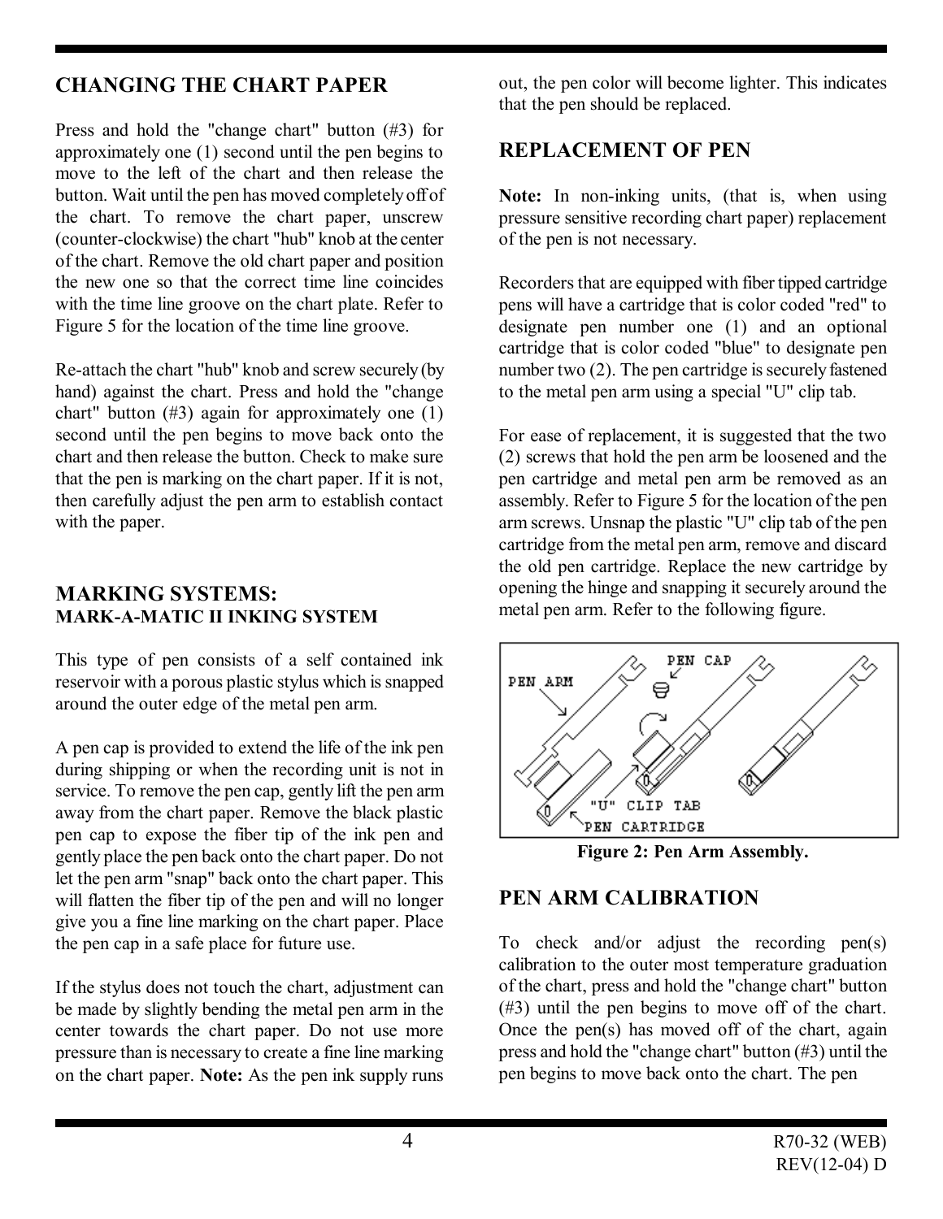## CHANGING THE CHART PAPER

Press and hold the "change chart" button (#3) for approximately one (1) second until the pen begins to move to the left of the chart and then release the button. Wait until the pen has moved completely off of the chart. To remove the chart paper, unscrew (counter-clockwise) the chart "hub" knob at the center of the chart. Remove the old chart paper and position the new one so that the correct time line coincides with the time line groove on the chart plate. Refer to Figure 5 for the location of the time line groove.

Re-attach the chart "hub" knob and screw securely (by hand) against the chart. Press and hold the "change chart" button (#3) again for approximately one (1) second until the pen begins to move back onto the chart and then release the button. Check to make sure that the pen is marking on the chart paper. If it is not, then carefully adjust the pen arm to establish contact with the paper.

## MARKING SYSTEMS:

### MARK-A-MATIC II INKING SYSTEM

This type of pen consists of a self contained ink reservoir with a porous plastic stylus which is snapped around the outer edge of the metal pen arm.

A pen cap is provided to extend the life of the ink pen during shipping or when the recording unit is not in service. To remove the pen cap, gently lift the pen arm away from the chart paper. Remove the black plastic pen cap to expose the fiber tip of the ink pen and gently place the pen back onto the chart paper. Do not let the pen arm "snap" back onto the chart paper. This will flatten the fiber tip of the pen and will no longer give you a fine line marking on the chart paper. Place the pen cap in a safe place for future use.

If the stylus does not touch the chart, adjustment can be made by slightly bending the metal pen arm in the center towards the chart paper. Do not use more pressure than is necessary to create a fine line marking on the chart paper. **Note:** As the pen ink supply runs out, the pen color will become lighter. This indicates that the pen should be replaced.

## REPLACEMENT OF PEN

**Note:** In non-inking units, (that is, when using pressure sensitive recording chart paper) replacement of the pen is not necessary.

Recorders that are equipped with fiber tipped cartridge pens will have a cartridge that is color coded "red" to designate pen number one (1) and an optional cartridge that is color coded "blue" to designate pen number two (2). The pen cartridge is securely fastened to the metal pen arm using a special "U" clip tab.

For ease of replacement, it is suggested that the two (2) screws that hold the pen arm be loosened and the pen cartridge and metal pen arm be removed as an assembly. Refer to Figure 5 for the location of the pen arm screws. Unsnap the plastic "U" clip tab of the pen cartridge from the metal pen arm, remove and discard the old pen cartridge. Replace the new cartridge by opening the hinge and snapping it securely around the metal pen arm. Refer to the following figure.

PEN ARM　PEN CAP　"U" CLIP TAB　PEN CARTRIDGE

**Figure 2: Pen Arm Assembly.**

## PEN ARM CALIBRATION

To check and/or adjust the recording pen(s) calibration to the outer most temperature graduation of the chart, press and hold the "change chart" button (#3) until the pen begins to move off of the chart. Once the pen(s) has moved off of the chart, again press and hold the "change chart" button (#3) until the pen begins to move back onto the chart. The pen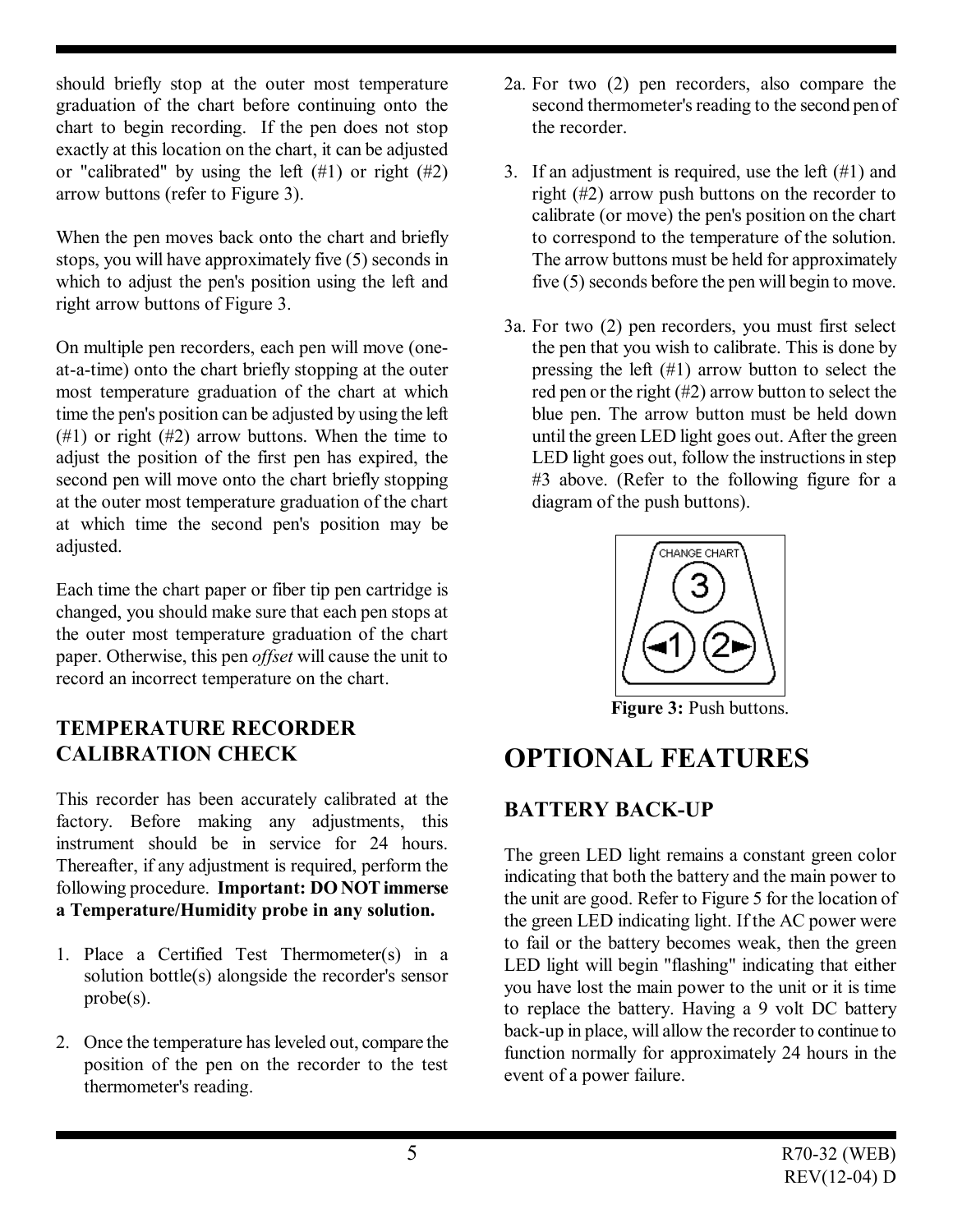should briefly stop at the outer most temperature graduation of the chart before continuing onto the chart to begin recording. If the pen does not stop exactly at this location on the chart, it can be adjusted or "calibrated" by using the left (#1) or right (#2) arrow buttons (refer to Figure 3).

When the pen moves back onto the chart and briefly stops, you will have approximately five (5) seconds in which to adjust the pen's position using the left and right arrow buttons of Figure 3.

On multiple pen recorders, each pen will move (one-at-a-time) onto the chart briefly stopping at the outer most temperature graduation of the chart at which time the pen's position can be adjusted by using the left (#1) or right (#2) arrow buttons. When the time to adjust the position of the first pen has expired, the second pen will move onto the chart briefly stopping at the outer most temperature graduation of the chart at which time the second pen's position may be adjusted.

Each time the chart paper or fiber tip pen cartridge is changed, you should make sure that each pen stops at the outer most temperature graduation of the chart paper. Otherwise, this pen *offset* will cause the unit to record an incorrect temperature on the chart.

### TEMPERATURE RECORDER CALIBRATION CHECK

This recorder has been accurately calibrated at the factory. Before making any adjustments, this instrument should be in service for 24 hours. Thereafter, if any adjustment is required, perform the following procedure. **Important: DO NOT immerse a Temperature/Humidity probe in any solution.**

1. Place a Certified Test Thermometer(s) in a solution bottle(s) alongside the recorder's sensor probe(s).

2. Once the temperature has leveled out, compare the position of the pen on the recorder to the test thermometer's reading.

2a. For two (2) pen recorders, also compare the second thermometer's reading to the second pen of the recorder.

3. If an adjustment is required, use the left (#1) and right (#2) arrow push buttons on the recorder to calibrate (or move) the pen's position on the chart to correspond to the temperature of the solution. The arrow buttons must be held for approximately five (5) seconds before the pen will begin to move.

3a. For two (2) pen recorders, you must first select the pen that you wish to calibrate. This is done by pressing the left (#1) arrow button to select the red pen or the right (#2) arrow button to select the blue pen. The arrow button must be held down until the green LED light goes out. After the green LED light goes out, follow the instructions in step #3 above. (Refer to the following figure for a diagram of the push buttons).

**Figure 3:** Push buttons.

# OPTIONAL FEATURES

### BATTERY BACK-UP

The green LED light remains a constant green color indicating that both the battery and the main power to the unit are good. Refer to Figure 5 for the location of the green LED indicating light. If the AC power were to fail or the battery becomes weak, then the green LED light will begin "flashing" indicating that either you have lost the main power to the unit or it is time to replace the battery. Having a 9 volt DC battery back-up in place, will allow the recorder to continue to function normally for approximately 24 hours in the event of a power failure.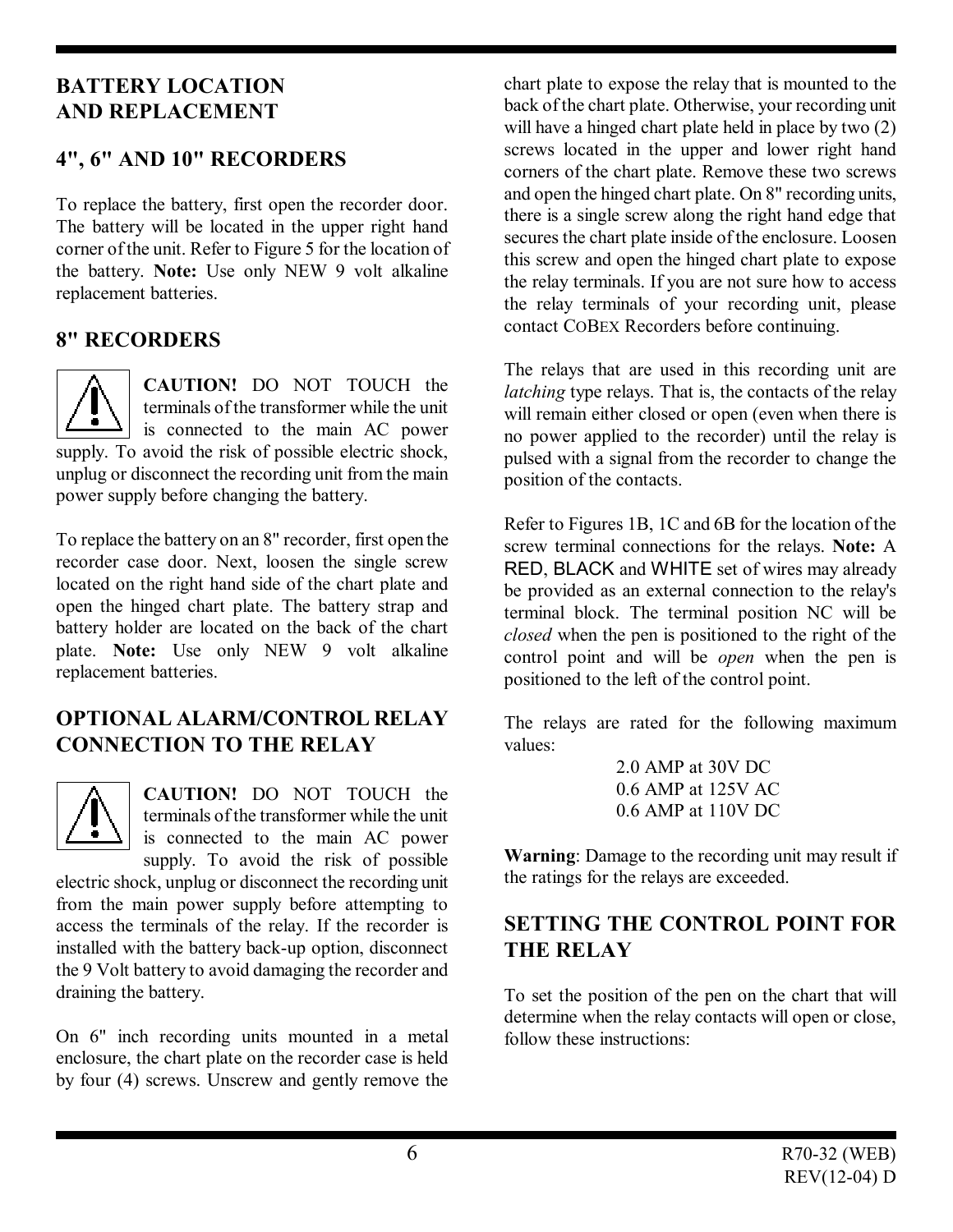## BATTERY LOCATION AND REPLACEMENT

### 4", 6" AND 10" RECORDERS

To replace the battery, first open the recorder door. The battery will be located in the upper right hand corner of the unit. Refer to Figure 5 for the location of the battery. **Note:** Use only NEW 9 volt alkaline replacement batteries.

### 8" RECORDERS

**CAUTION!** DO NOT TOUCH the terminals of the transformer while the unit is connected to the main AC power supply. To avoid the risk of possible electric shock, unplug or disconnect the recording unit from the main power supply before changing the battery.

To replace the battery on an 8" recorder, first open the recorder case door. Next, loosen the single screw located on the right hand side of the chart plate and open the hinged chart plate. The battery strap and battery holder are located on the back of the chart plate. **Note:** Use only NEW 9 volt alkaline replacement batteries.

## OPTIONAL ALARM/CONTROL RELAY CONNECTION TO THE RELAY

**CAUTION!** DO NOT TOUCH the terminals of the transformer while the unit is connected to the main AC power supply. To avoid the risk of possible electric shock, unplug or disconnect the recording unit from the main power supply before attempting to access the terminals of the relay. If the recorder is installed with the battery back-up option, disconnect the 9 Volt battery to avoid damaging the recorder and draining the battery.

On 6" inch recording units mounted in a metal enclosure, the chart plate on the recorder case is held by four (4) screws. Unscrew and gently remove the chart plate to expose the relay that is mounted to the back of the chart plate. Otherwise, your recording unit will have a hinged chart plate held in place by two (2) screws located in the upper and lower right hand corners of the chart plate. Remove these two screws and open the hinged chart plate. On 8" recording units, there is a single screw along the right hand edge that secures the chart plate inside of the enclosure. Loosen this screw and open the hinged chart plate to expose the relay terminals. If you are not sure how to access the relay terminals of your recording unit, please contact COBEX Recorders before continuing.

The relays that are used in this recording unit are *latching* type relays. That is, the contacts of the relay will remain either closed or open (even when there is no power applied to the recorder) until the relay is pulsed with a signal from the recorder to change the position of the contacts.

Refer to Figures 1B, 1C and 6B for the location of the screw terminal connections for the relays. **Note:** A RED, BLACK and WHITE set of wires may already be provided as an external connection to the relay's terminal block. The terminal position NC will be *closed* when the pen is positioned to the right of the control point and will be *open* when the pen is positioned to the left of the control point.

The relays are rated for the following maximum values:

2.0 AMP at 30V DC
0.6 AMP at 125V AC
0.6 AMP at 110V DC

**Warning**: Damage to the recording unit may result if the ratings for the relays are exceeded.

## SETTING THE CONTROL POINT FOR THE RELAY

To set the position of the pen on the chart that will determine when the relay contacts will open or close, follow these instructions: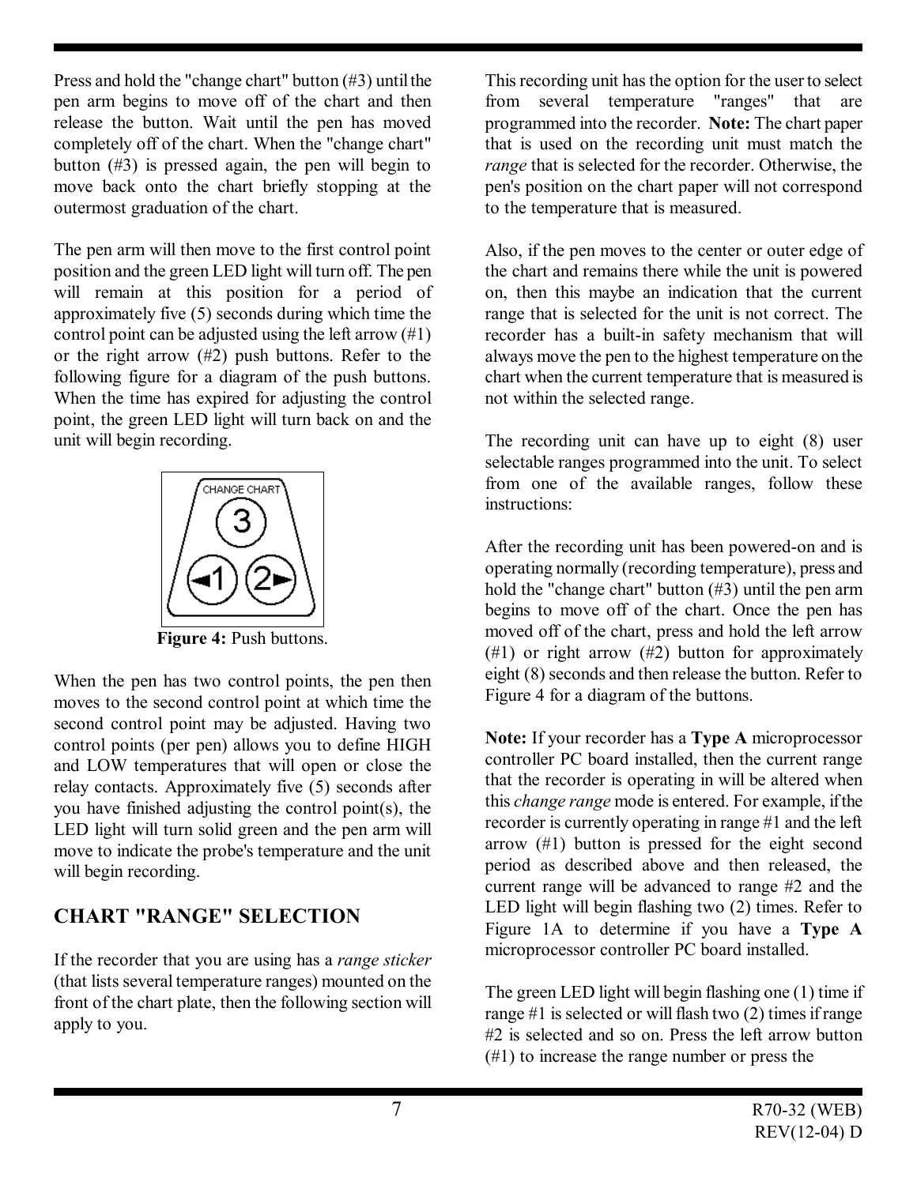Press and hold the "change chart" button (#3) until the pen arm begins to move off of the chart and then release the button. Wait until the pen has moved completely off of the chart. When the "change chart" button (#3) is pressed again, the pen will begin to move back onto the chart briefly stopping at the outermost graduation of the chart.

The pen arm will then move to the first control point position and the green LED light will turn off. The pen will remain at this position for a period of approximately five (5) seconds during which time the control point can be adjusted using the left arrow (#1) or the right arrow (#2) push buttons. Refer to the following figure for a diagram of the push buttons. When the time has expired for adjusting the control point, the green LED light will turn back on and the unit will begin recording.

**Figure 4:** Push buttons.

When the pen has two control points, the pen then moves to the second control point at which time the second control point may be adjusted. Having two control points (per pen) allows you to define HIGH and LOW temperatures that will open or close the relay contacts. Approximately five (5) seconds after you have finished adjusting the control point(s), the LED light will turn solid green and the pen arm will move to indicate the probe's temperature and the unit will begin recording.

## CHART "RANGE" SELECTION

If the recorder that you are using has a *range sticker* (that lists several temperature ranges) mounted on the front of the chart plate, then the following section will apply to you.

This recording unit has the option for the user to select from several temperature "ranges" that are programmed into the recorder. **Note:** The chart paper that is used on the recording unit must match the *range* that is selected for the recorder. Otherwise, the pen's position on the chart paper will not correspond to the temperature that is measured.

Also, if the pen moves to the center or outer edge of the chart and remains there while the unit is powered on, then this maybe an indication that the current range that is selected for the unit is not correct. The recorder has a built-in safety mechanism that will always move the pen to the highest temperature on the chart when the current temperature that is measured is not within the selected range.

The recording unit can have up to eight (8) user selectable ranges programmed into the unit. To select from one of the available ranges, follow these instructions:

After the recording unit has been powered-on and is operating normally (recording temperature), press and hold the "change chart" button (#3) until the pen arm begins to move off of the chart. Once the pen has moved off of the chart, press and hold the left arrow (#1) or right arrow (#2) button for approximately eight (8) seconds and then release the button. Refer to Figure 4 for a diagram of the buttons.

**Note:** If your recorder has a **Type A** microprocessor controller PC board installed, then the current range that the recorder is operating in will be altered when this *change range* mode is entered. For example, if the recorder is currently operating in range #1 and the left arrow (#1) button is pressed for the eight second period as described above and then released, the current range will be advanced to range #2 and the LED light will begin flashing two (2) times. Refer to Figure 1A to determine if you have a **Type A** microprocessor controller PC board installed.

The green LED light will begin flashing one (1) time if range #1 is selected or will flash two (2) times if range #2 is selected and so on. Press the left arrow button (#1) to increase the range number or press the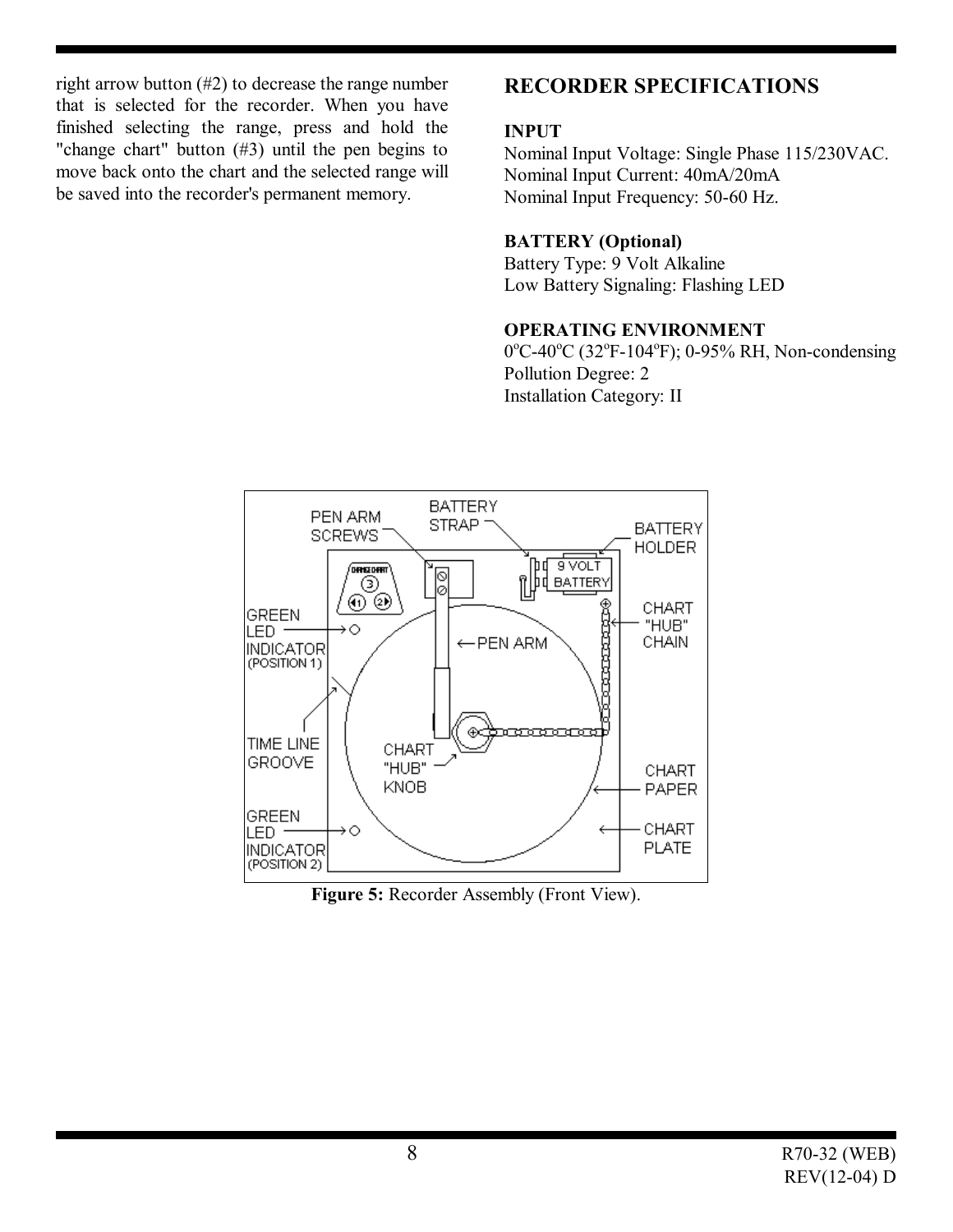right arrow button (#2) to decrease the range number that is selected for the recorder. When you have finished selecting the range, press and hold the "change chart" button (#3) until the pen begins to move back onto the chart and the selected range will be saved into the recorder's permanent memory.

## RECORDER SPECIFICATIONS

**INPUT**

Nominal Input Voltage: Single Phase 115/230VAC.
Nominal Input Current: 40mA/20mA
Nominal Input Frequency: 50-60 Hz.

**BATTERY (Optional)**

Battery Type: 9 Volt Alkaline
Low Battery Signaling: Flashing LED

**OPERATING ENVIRONMENT**

0ºC-40ºC (32ºF-104ºF); 0-95% RH, Non-condensing
Pollution Degree: 2
Installation Category: II

**Figure 5:** Recorder Assembly (Front View).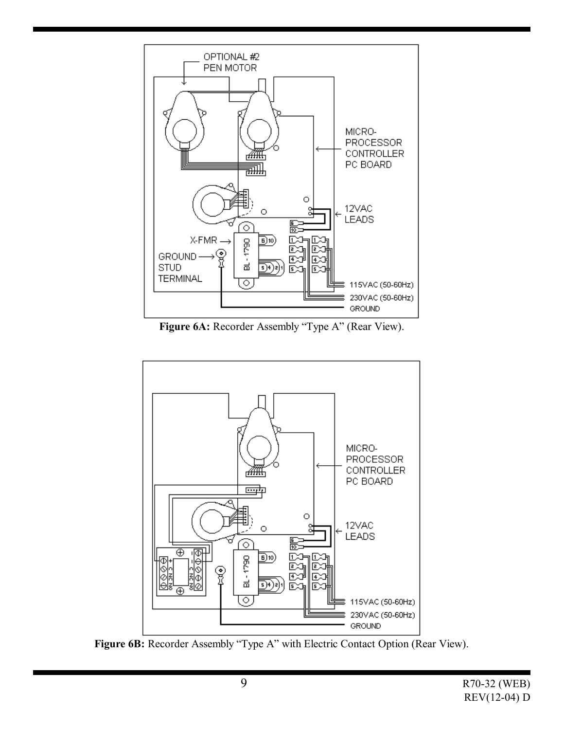OPTIONAL #2 PEN MOTOR

MICRO-PROCESSOR CONTROLLER PC BOARD

12VAC LEADS

X-FMR

GROUND STUD TERMINAL

BL - 1790

115VAC (50-60Hz)

230VAC (50-60Hz)

GROUND

**Figure 6A:** Recorder Assembly “Type A” (Rear View).

MICRO-PROCESSOR CONTROLLER PC BOARD

12VAC LEADS

BL - 1790

115VAC (50-60Hz)

230VAC (50-60Hz)

GROUND

**Figure 6B:** Recorder Assembly “Type A” with Electric Contact Option (Rear View).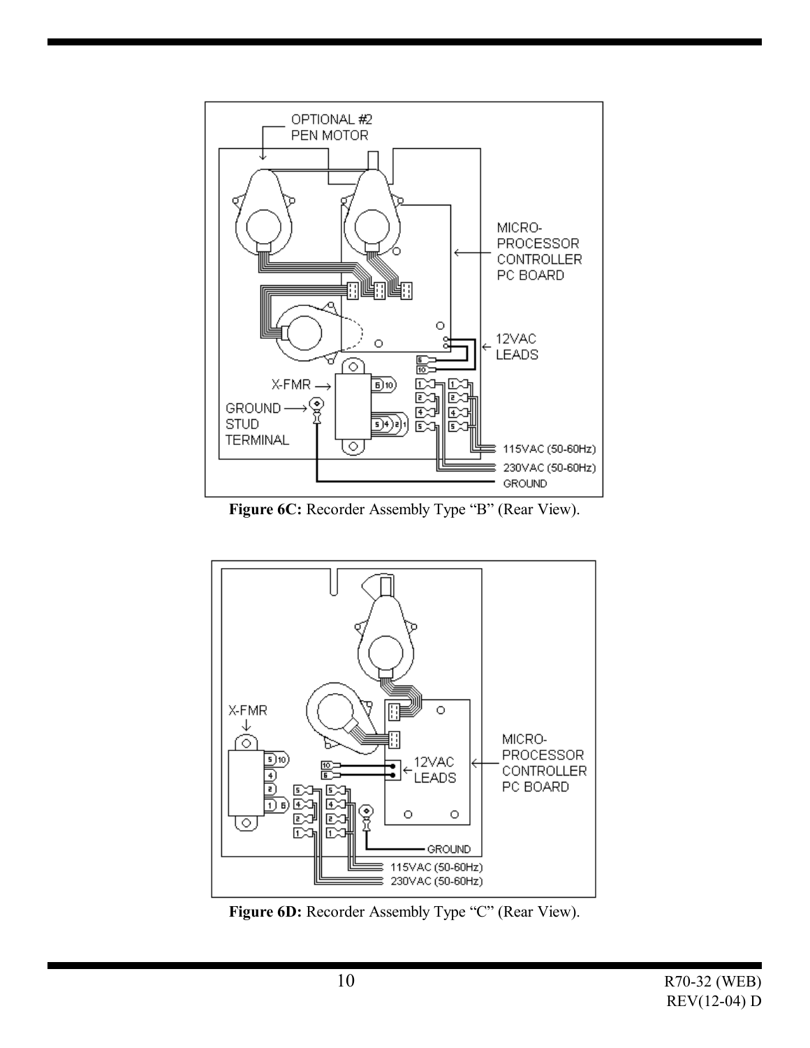**Figure 6C:** Recorder Assembly Type "B" (Rear View).

**Figure 6D:** Recorder Assembly Type "C" (Rear View).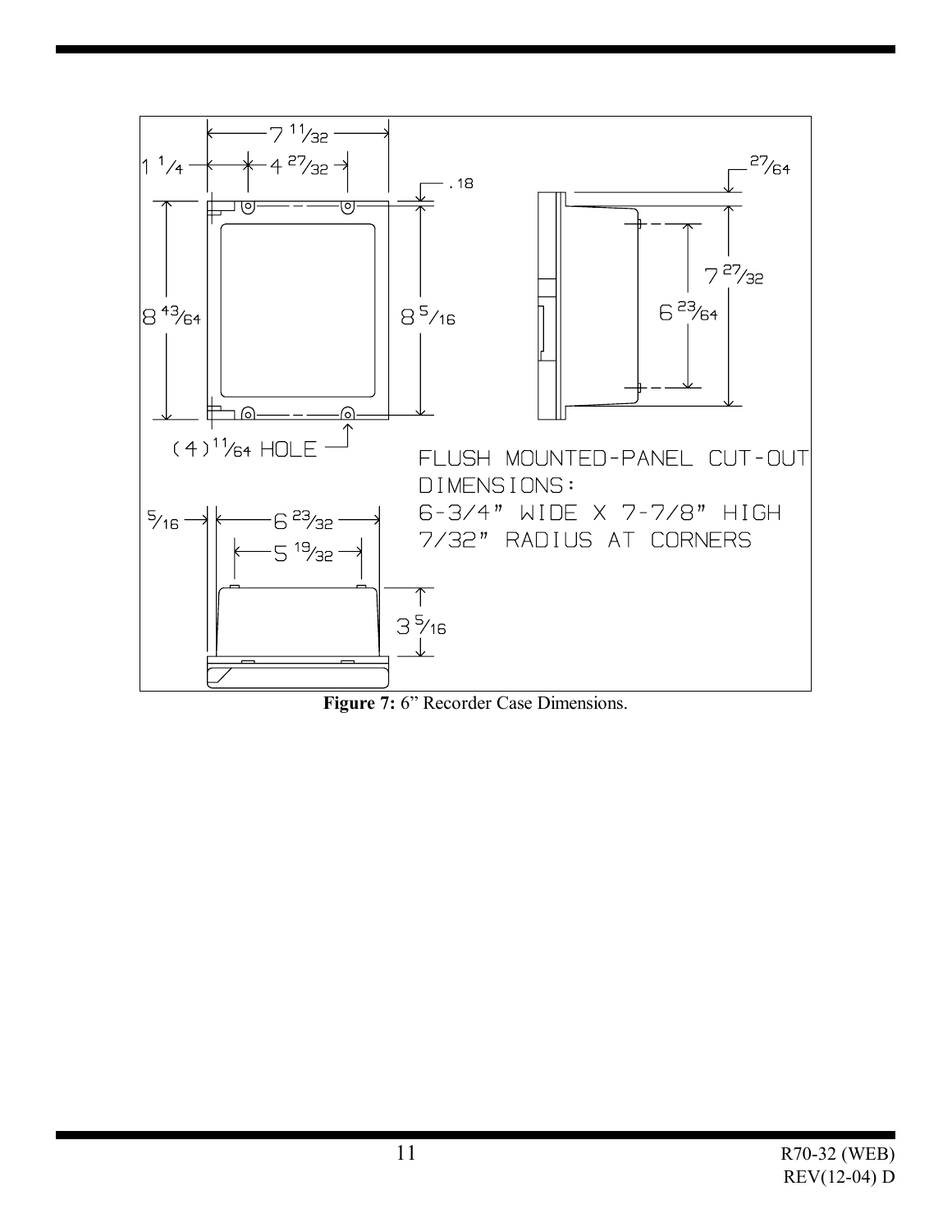FLUSH MOUNTED-PANEL CUT-OUT DIMENSIONS:
6-3/4" WIDE X 7-7/8" HIGH
7/32" RADIUS AT CORNERS

**Figure 7:** 6" Recorder Case Dimensions.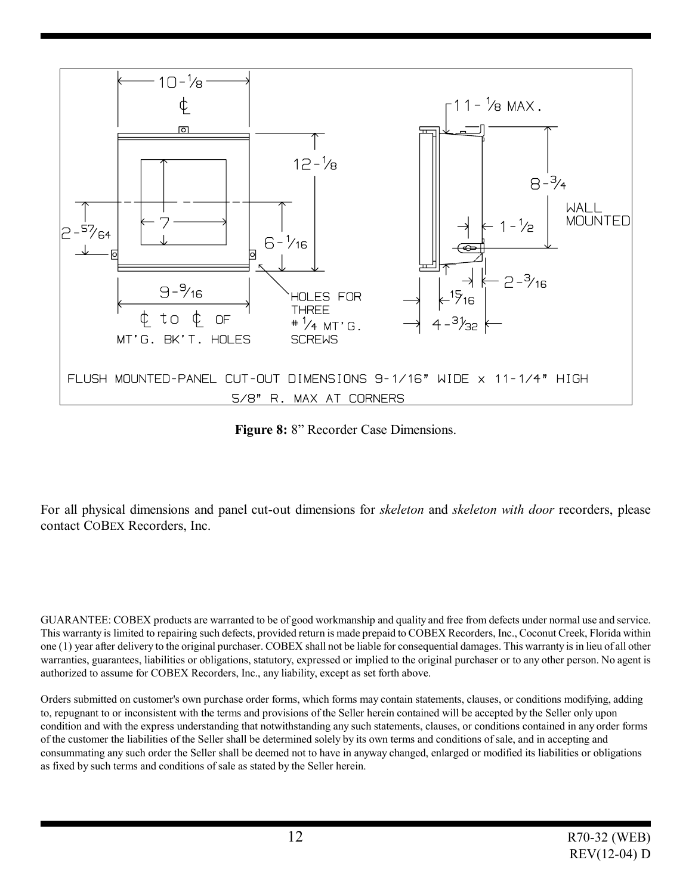10-1/8

℄

12-1/8

11-1/8 MAX.

8-3/4

WALL MOUNTED

2-57/64

7

6-1/16

1-1/2

2-3/16

9-9/16

℄ to ℄ OF MT'G. BK'T. HOLES

HOLES FOR THREE #1/4 MT'G. SCREWS

15/16

4-31/32

FLUSH MOUNTED-PANEL CUT-OUT DIMENSIONS 9-1/16" WIDE x 11-1/4" HIGH

5/8" R. MAX AT CORNERS

**Figure 8:** 8" Recorder Case Dimensions.

For all physical dimensions and panel cut-out dimensions for *skeleton* and *skeleton with door* recorders, please contact COBEX Recorders, Inc.

GUARANTEE: COBEX products are warranted to be of good workmanship and quality and free from defects under normal use and service. This warranty is limited to repairing such defects, provided return is made prepaid to COBEX Recorders, Inc., Coconut Creek, Florida within one (1) year after delivery to the original purchaser. COBEX shall not be liable for consequential damages. This warranty is in lieu of all other warranties, guarantees, liabilities or obligations, statutory, expressed or implied to the original purchaser or to any other person. No agent is authorized to assume for COBEX Recorders, Inc., any liability, except as set forth above.

Orders submitted on customer's own purchase order forms, which forms may contain statements, clauses, or conditions modifying, adding to, repugnant to or inconsistent with the terms and provisions of the Seller herein contained will be accepted by the Seller only upon condition and with the express understanding that notwithstanding any such statements, clauses, or conditions contained in any order forms of the customer the liabilities of the Seller shall be determined solely by its own terms and conditions of sale, and in accepting and consummating any such order the Seller shall be deemed not to have in anyway changed, enlarged or modified its liabilities or obligations as fixed by such terms and conditions of sale as stated by the Seller herein.

R70-32 (WEB)
REV(12-04) D